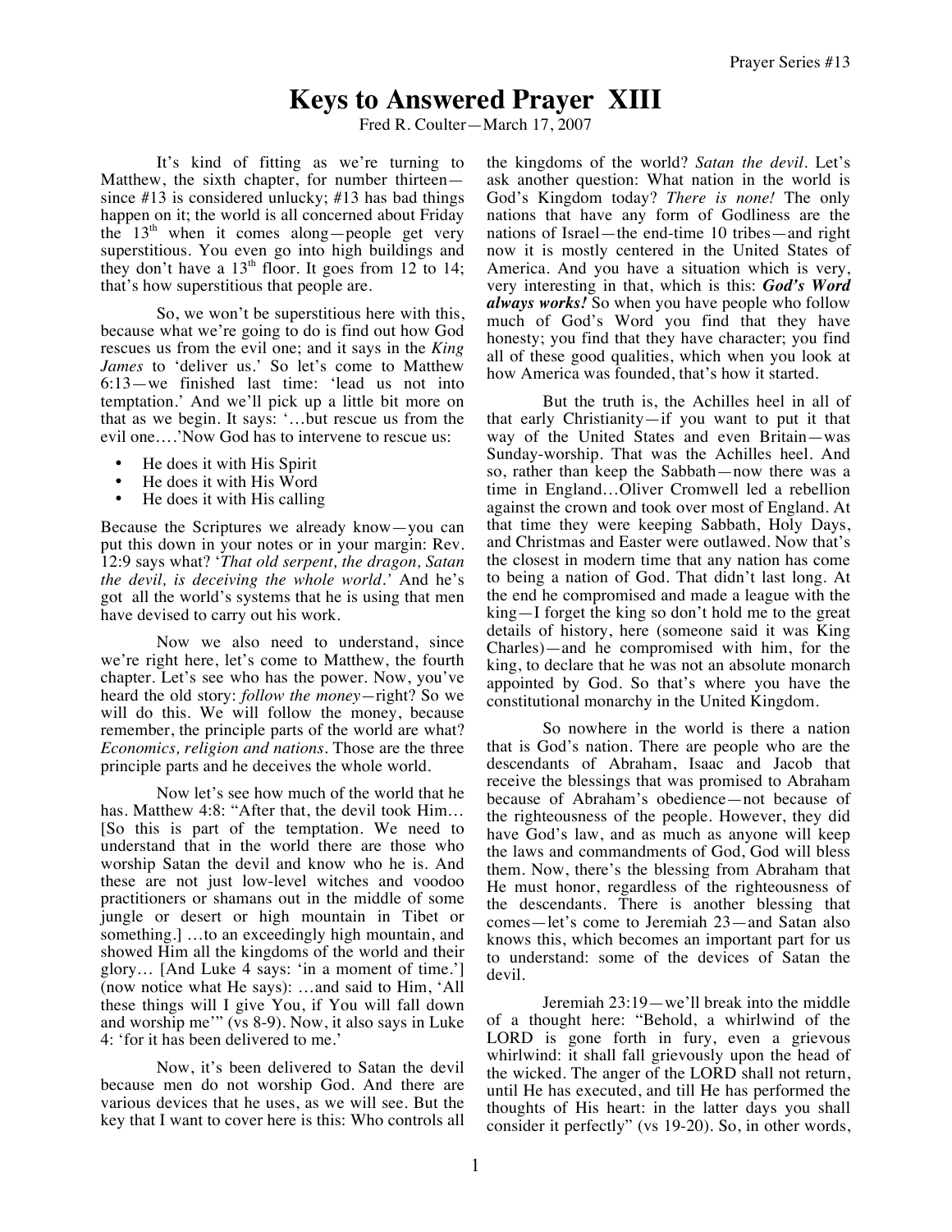# Keys to Answered Prayer XIII

Fred R. Coulter—March 17, 2007

It's kind of fitting as we're turning to Matthew, the sixth chapter, for number thirteen—since #13 is considered unlucky; #13 has bad things happen on it; the world is all concerned about Friday the 13th when it comes along—people get very superstitious. You even go into high buildings and they don't have a 13th floor. It goes from 12 to 14; that's how superstitious that people are.

So, we won't be superstitious here with this, because what we're going to do is find out how God rescues us from the evil one; and it says in the *King James* to 'deliver us.' So let's come to Matthew 6:13—we finished last time: 'lead us not into temptation.' And we'll pick up a little bit more on that as we begin. It says: '…but rescue us from the evil one….'Now God has to intervene to rescue us:

- He does it with His Spirit
- He does it with His Word
- He does it with His calling

Because the Scriptures we already know—you can put this down in your notes or in your margin: Rev. 12:9 says what? '*That old serpent, the dragon, Satan the devil, is deceiving the whole world.*' And he's got all the world's systems that he is using that men have devised to carry out his work.

Now we also need to understand, since we're right here, let's come to Matthew, the fourth chapter. Let's see who has the power. Now, you've heard the old story: *follow the money*—right? So we will do this. We will follow the money, because remember, the principle parts of the world are what? *Economics, religion and nations*. Those are the three principle parts and he deceives the whole world.

Now let's see how much of the world that he has. Matthew 4:8: "After that, the devil took Him… [So this is part of the temptation. We need to understand that in the world there are those who worship Satan the devil and know who he is. And these are not just low-level witches and voodoo practitioners or shamans out in the middle of some jungle or desert or high mountain in Tibet or something.] …to an exceedingly high mountain, and showed Him all the kingdoms of the world and their glory… [And Luke 4 says: 'in a moment of time.'] (now notice what He says): …and said to Him, 'All these things will I give You, if You will fall down and worship me'" (vs 8-9). Now, it also says in Luke 4: 'for it has been delivered to me.'

Now, it's been delivered to Satan the devil because men do not worship God. And there are various devices that he uses, as we will see. But the key that I want to cover here is this: Who controls all the kingdoms of the world? *Satan the devil*. Let's ask another question: What nation in the world is God's Kingdom today? *There is none!* The only nations that have any form of Godliness are the nations of Israel—the end-time 10 tribes—and right now it is mostly centered in the United States of America. And you have a situation which is very, very interesting in that, which is this: ***God's Word always works!*** So when you have people who follow much of God's Word you find that they have honesty; you find that they have character; you find all of these good qualities, which when you look at how America was founded, that's how it started.

But the truth is, the Achilles heel in all of that early Christianity—if you want to put it that way of the United States and even Britain—was Sunday-worship. That was the Achilles heel. And so, rather than keep the Sabbath—now there was a time in England…Oliver Cromwell led a rebellion against the crown and took over most of England. At that time they were keeping Sabbath, Holy Days, and Christmas and Easter were outlawed. Now that's the closest in modern time that any nation has come to being a nation of God. That didn't last long. At the end he compromised and made a league with the king—I forget the king so don't hold me to the great details of history, here (someone said it was King Charles)—and he compromised with him, for the king, to declare that he was not an absolute monarch appointed by God. So that's where you have the constitutional monarchy in the United Kingdom.

So nowhere in the world is there a nation that is God's nation. There are people who are the descendants of Abraham, Isaac and Jacob that receive the blessings that was promised to Abraham because of Abraham's obedience—not because of the righteousness of the people. However, they did have God's law, and as much as anyone will keep the laws and commandments of God, God will bless them. Now, there's the blessing from Abraham that He must honor, regardless of the righteousness of the descendants. There is another blessing that comes—let's come to Jeremiah 23—and Satan also knows this, which becomes an important part for us to understand: some of the devices of Satan the devil.

Jeremiah 23:19—we'll break into the middle of a thought here: "Behold, a whirlwind of the LORD is gone forth in fury, even a grievous whirlwind: it shall fall grievously upon the head of the wicked. The anger of the LORD shall not return, until He has executed, and till He has performed the thoughts of His heart: in the latter days you shall consider it perfectly" (vs 19-20). So, in other words,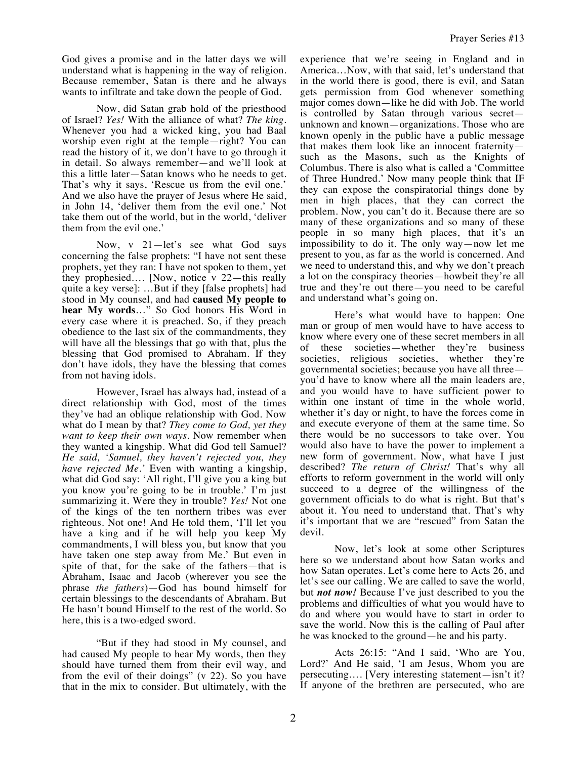God gives a promise and in the latter days we will understand what is happening in the way of religion. Because remember, Satan is there and he always wants to infiltrate and take down the people of God.

Now, did Satan grab hold of the priesthood of Israel? *Yes!* With the alliance of what? *The king.* Whenever you had a wicked king, you had Baal worship even right at the temple—right? You can read the history of it, we don't have to go through it in detail. So always remember—and we'll look at this a little later—Satan knows who he needs to get. That's why it says, 'Rescue us from the evil one.' And we also have the prayer of Jesus where He said, in John 14, 'deliver them from the evil one.' Not take them out of the world, but in the world, 'deliver them from the evil one.'

Now, v 21—let's see what God says concerning the false prophets: "I have not sent these prophets, yet they ran: I have not spoken to them, yet they prophesied…. [Now, notice v 22—this really quite a key verse]: …But if they [false prophets] had stood in My counsel, and had **caused My people to hear My words**…" So God honors His Word in every case where it is preached. So, if they preach obedience to the last six of the commandments, they will have all the blessings that go with that, plus the blessing that God promised to Abraham. If they don't have idols, they have the blessing that comes from not having idols.

However, Israel has always had, instead of a direct relationship with God, most of the times they've had an oblique relationship with God. Now what do I mean by that? *They come to God, yet they want to keep their own ways.* Now remember when they wanted a kingship. What did God tell Samuel? *He said, 'Samuel, they haven't rejected you, they have rejected Me.'* Even with wanting a kingship, what did God say: 'All right, I'll give you a king but you know you're going to be in trouble.' I'm just summarizing it. Were they in trouble? *Yes!* Not one of the kings of the ten northern tribes was ever righteous. Not one! And He told them, 'I'll let you have a king and if he will help you keep My commandments, I will bless you, but know that you have taken one step away from Me.' But even in spite of that, for the sake of the fathers—that is Abraham, Isaac and Jacob (wherever you see the phrase *the fathers*)—God has bound himself for certain blessings to the descendants of Abraham. But He hasn't bound Himself to the rest of the world. So here, this is a two-edged sword.

"But if they had stood in My counsel, and had caused My people to hear My words, then they should have turned them from their evil way, and from the evil of their doings" (v 22). So you have that in the mix to consider. But ultimately, with the experience that we're seeing in England and in America…Now, with that said, let's understand that in the world there is good, there is evil, and Satan gets permission from God whenever something major comes down—like he did with Job. The world is controlled by Satan through various secret—unknown and known—organizations. Those who are known openly in the public have a public message that makes them look like an innocent fraternity—such as the Masons, such as the Knights of Columbus. There is also what is called a 'Committee of Three Hundred.' Now many people think that IF they can expose the conspiratorial things done by men in high places, that they can correct the problem. Now, you can't do it. Because there are so many of these organizations and so many of these people in so many high places, that it's an impossibility to do it. The only way—now let me present to you, as far as the world is concerned. And we need to understand this, and why we don't preach a lot on the conspiracy theories—howbeit they're all true and they're out there—you need to be careful and understand what's going on.

Here's what would have to happen: One man or group of men would have to have access to know where every one of these secret members in all of these societies—whether they're business societies, religious societies, whether they're governmental societies; because you have all three—you'd have to know where all the main leaders are, and you would have to have sufficient power to within one instant of time in the whole world, whether it's day or night, to have the forces come in and execute everyone of them at the same time. So there would be no successors to take over. You would also have to have the power to implement a new form of government. Now, what have I just described? *The return of Christ!* That's why all efforts to reform government in the world will only succeed to a degree of the willingness of the government officials to do what is right. But that's about it. You need to understand that. That's why it's important that we are "rescued" from Satan the devil.

Now, let's look at some other Scriptures here so we understand about how Satan works and how Satan operates. Let's come here to Acts 26, and let's see our calling. We are called to save the world, but ***not now!*** Because I've just described to you the problems and difficulties of what you would have to do and where you would have to start in order to save the world. Now this is the calling of Paul after he was knocked to the ground—he and his party.

Acts 26:15: "And I said, 'Who are You, Lord?' And He said, 'I am Jesus, Whom you are persecuting…. [Very interesting statement—isn't it? If anyone of the brethren are persecuted, who are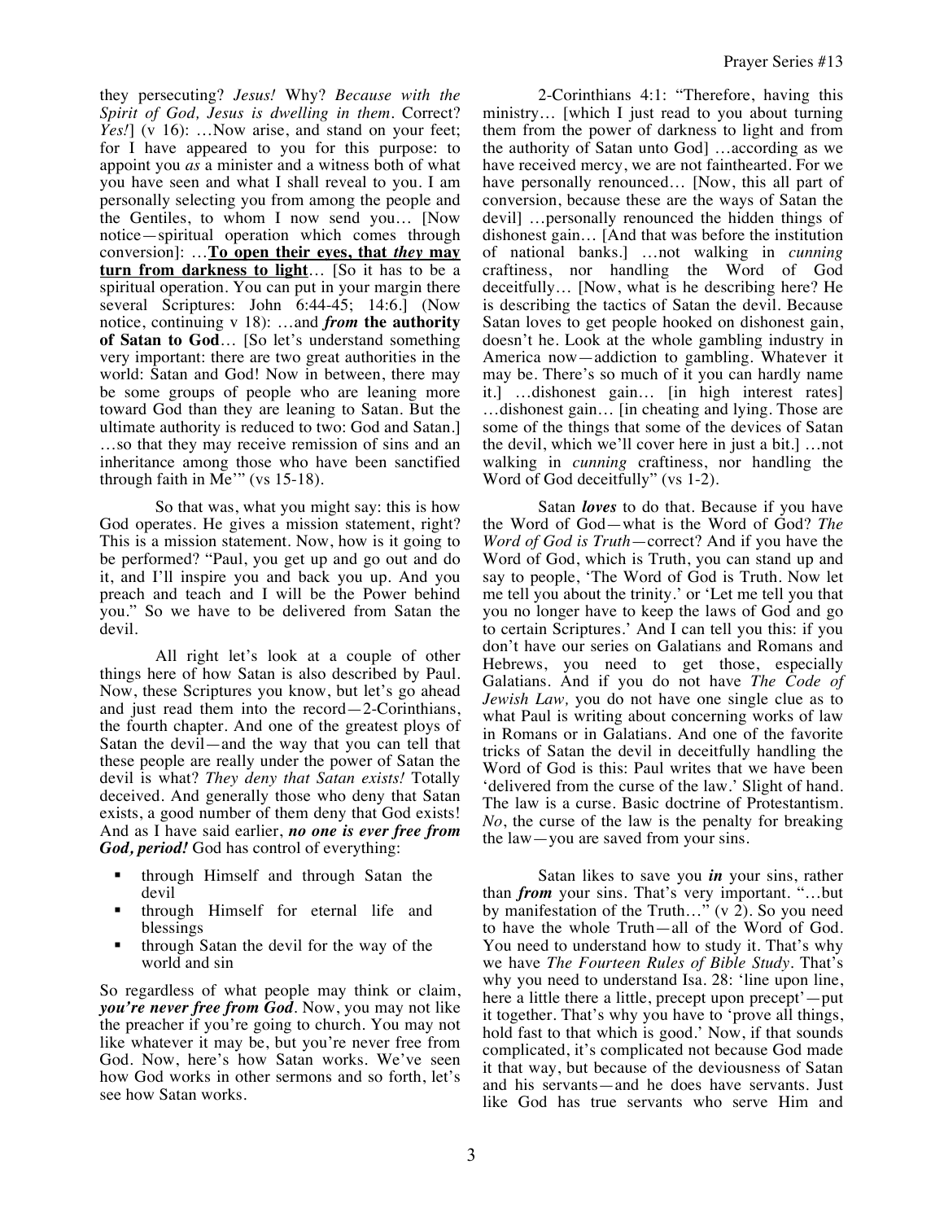they persecuting? *Jesus!* Why? *Because with the Spirit of God, Jesus is dwelling in them.* Correct? *Yes!*] (v 16): …Now arise, and stand on your feet; for I have appeared to you for this purpose: to appoint you *as* a minister and a witness both of what you have seen and what I shall reveal to you. I am personally selecting you from among the people and the Gentiles, to whom I now send you… [Now notice—spiritual operation which comes through conversion]: …**To open their eyes, that *they* may turn from darkness to light**… [So it has to be a spiritual operation. You can put in your margin there several Scriptures: John 6:44-45; 14:6.] (Now notice, continuing v 18): …and ***from* the authority of Satan to God**… [So let's understand something very important: there are two great authorities in the world: Satan and God! Now in between, there may be some groups of people who are leaning more toward God than they are leaning to Satan. But the ultimate authority is reduced to two: God and Satan.] …so that they may receive remission of sins and an inheritance among those who have been sanctified through faith in Me'" (vs 15-18).

So that was, what you might say: this is how God operates. He gives a mission statement, right? This is a mission statement. Now, how is it going to be performed? "Paul, you get up and go out and do it, and I'll inspire you and back you up. And you preach and teach and I will be the Power behind you." So we have to be delivered from Satan the devil.

All right let's look at a couple of other things here of how Satan is also described by Paul. Now, these Scriptures you know, but let's go ahead and just read them into the record—2-Corinthians, the fourth chapter. And one of the greatest ploys of Satan the devil—and the way that you can tell that these people are really under the power of Satan the devil is what? *They deny that Satan exists!* Totally deceived. And generally those who deny that Satan exists, a good number of them deny that God exists! And as I have said earlier, ***no one is ever free from God, period!*** God has control of everything:

- through Himself and through Satan the devil
- through Himself for eternal life and blessings
- through Satan the devil for the way of the world and sin

So regardless of what people may think or claim, ***you're never free from God***. Now, you may not like the preacher if you're going to church. You may not like whatever it may be, but you're never free from God. Now, here's how Satan works. We've seen how God works in other sermons and so forth, let's see how Satan works.

2-Corinthians 4:1: "Therefore, having this ministry… [which I just read to you about turning them from the power of darkness to light and from the authority of Satan unto God] …according as we have received mercy, we are not fainthearted. For we have personally renounced… [Now, this all part of conversion, because these are the ways of Satan the devil] …personally renounced the hidden things of dishonest gain… [And that was before the institution of national banks.] …not walking in *cunning* craftiness, nor handling the Word of God deceitfully… [Now, what is he describing here? He is describing the tactics of Satan the devil. Because Satan loves to get people hooked on dishonest gain, doesn't he. Look at the whole gambling industry in America now—addiction to gambling. Whatever it may be. There's so much of it you can hardly name it.] …dishonest gain… [in high interest rates] …dishonest gain… [in cheating and lying. Those are some of the things that some of the devices of Satan the devil, which we'll cover here in just a bit.] …not walking in *cunning* craftiness, nor handling the Word of God deceitfully" (vs 1-2).

Satan ***loves*** to do that. Because if you have the Word of God—what is the Word of God? *The Word of God is Truth*—correct? And if you have the Word of God, which is Truth, you can stand up and say to people, 'The Word of God is Truth. Now let me tell you about the trinity.' or 'Let me tell you that you no longer have to keep the laws of God and go to certain Scriptures.' And I can tell you this: if you don't have our series on Galatians and Romans and Hebrews, you need to get those, especially Galatians. And if you do not have *The Code of Jewish Law*, you do not have one single clue as to what Paul is writing about concerning works of law in Romans or in Galatians. And one of the favorite tricks of Satan the devil in deceitfully handling the Word of God is this: Paul writes that we have been 'delivered from the curse of the law.' Slight of hand. The law is a curse. Basic doctrine of Protestantism. *No*, the curse of the law is the penalty for breaking the law—you are saved from your sins.

Satan likes to save you ***in*** your sins, rather than ***from*** your sins. That's very important. "…but by manifestation of the Truth…" (v 2). So you need to have the whole Truth—all of the Word of God. You need to understand how to study it. That's why we have *The Fourteen Rules of Bible Study*. That's why you need to understand Isa. 28: 'line upon line, here a little there a little, precept upon precept'—put it together. That's why you have to 'prove all things, hold fast to that which is good.' Now, if that sounds complicated, it's complicated not because God made it that way, but because of the deviousness of Satan and his servants—and he does have servants. Just like God has true servants who serve Him and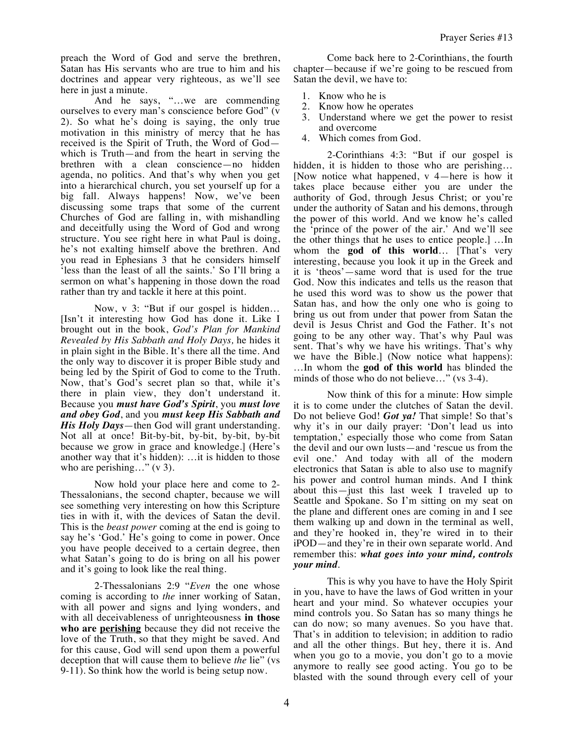preach the Word of God and serve the brethren, Satan has His servants who are true to him and his doctrines and appear very righteous, as we'll see here in just a minute.

And he says, "…we are commending ourselves to every man's conscience before God" (v 2). So what he's doing is saying, the only true motivation in this ministry of mercy that he has received is the Spirit of Truth, the Word of God—which is Truth—and from the heart in serving the brethren with a clean conscience—no hidden agenda, no politics. And that's why when you get into a hierarchical church, you set yourself up for a big fall. Always happens! Now, we've been discussing some traps that some of the current Churches of God are falling in, with mishandling and deceitfully using the Word of God and wrong structure. You see right here in what Paul is doing, he's not exalting himself above the brethren. And you read in Ephesians 3 that he considers himself 'less than the least of all the saints.' So I'll bring a sermon on what's happening in those down the road rather than try and tackle it here at this point.

Now, v 3: "But if our gospel is hidden… [Isn't it interesting how God has done it. Like I brought out in the book, *God's Plan for Mankind Revealed by His Sabbath and Holy Days,* he hides it in plain sight in the Bible. It's there all the time. And the only way to discover it is proper Bible study and being led by the Spirit of God to come to the Truth. Now, that's God's secret plan so that, while it's there in plain view, they don't understand it. Because you ***must have God's Spirit***, you ***must love and obey God***, and you ***must keep His Sabbath and His Holy Days***—then God will grant understanding. Not all at once! Bit-by-bit, by-bit, by-bit, by-bit because we grow in grace and knowledge.] (Here's another way that it's hidden): …it is hidden to those who are perishing…" (v 3).

Now hold your place here and come to 2-Thessalonians, the second chapter, because we will see something very interesting on how this Scripture ties in with it, with the devices of Satan the devil. This is the *beast power* coming at the end is going to say he's 'God.' He's going to come in power. Once you have people deceived to a certain degree, then what Satan's going to do is bring on all his power and it's going to look like the real thing.

2-Thessalonians 2:9 "*Even* the one whose coming is according to *the* inner working of Satan, with all power and signs and lying wonders, and with all deceivableness of unrighteousness **in those who are <u>perishing</u>** because they did not receive the love of the Truth, so that they might be saved. And for this cause, God will send upon them a powerful deception that will cause them to believe *the* lie" (vs 9-11). So think how the world is being setup now.

Come back here to 2-Corinthians, the fourth chapter—because if we're going to be rescued from Satan the devil, we have to:

1. Know who he is
2. Know how he operates
3. Understand where we get the power to resist and overcome
4. Which comes from God.

2-Corinthians 4:3: "But if our gospel is hidden, it is hidden to those who are perishing… [Now notice what happened, v 4—here is how it takes place because either you are under the authority of God, through Jesus Christ; or you're under the authority of Satan and his demons, through the power of this world. And we know he's called the 'prince of the power of the air.' And we'll see the other things that he uses to entice people.] …In whom the **god of this world**… [That's very interesting, because you look it up in the Greek and it is 'theos'—same word that is used for the true God. Now this indicates and tells us the reason that he used this word was to show us the power that Satan has, and how the only one who is going to bring us out from under that power from Satan the devil is Jesus Christ and God the Father. It's not going to be any other way. That's why Paul was sent. That's why we have his writings. That's why we have the Bible.] (Now notice what happens): …In whom the **god of this world** has blinded the minds of those who do not believe…" (vs 3-4).

Now think of this for a minute: How simple it is to come under the clutches of Satan the devil. Do not believe God! ***Got ya!*** That simple! So that's why it's in our daily prayer: 'Don't lead us into temptation,' especially those who come from Satan the devil and our own lusts—and 'rescue us from the evil one.' And today with all of the modern electronics that Satan is able to also use to magnify his power and control human minds. And I think about this—just this last week I traveled up to Seattle and Spokane. So I'm sitting on my seat on the plane and different ones are coming in and I see them walking up and down in the terminal as well, and they're hooked in, they're wired in to their iPOD—and they're in their own separate world. And remember this: ***what goes into your mind, controls your mind***.

This is why you have to have the Holy Spirit in you, have to have the laws of God written in your heart and your mind. So whatever occupies your mind controls you. So Satan has so many things he can do now; so many avenues. So you have that. That's in addition to television; in addition to radio and all the other things. But hey, there it is. And when you go to a movie, you don't go to a movie anymore to really see good acting. You go to be blasted with the sound through every cell of your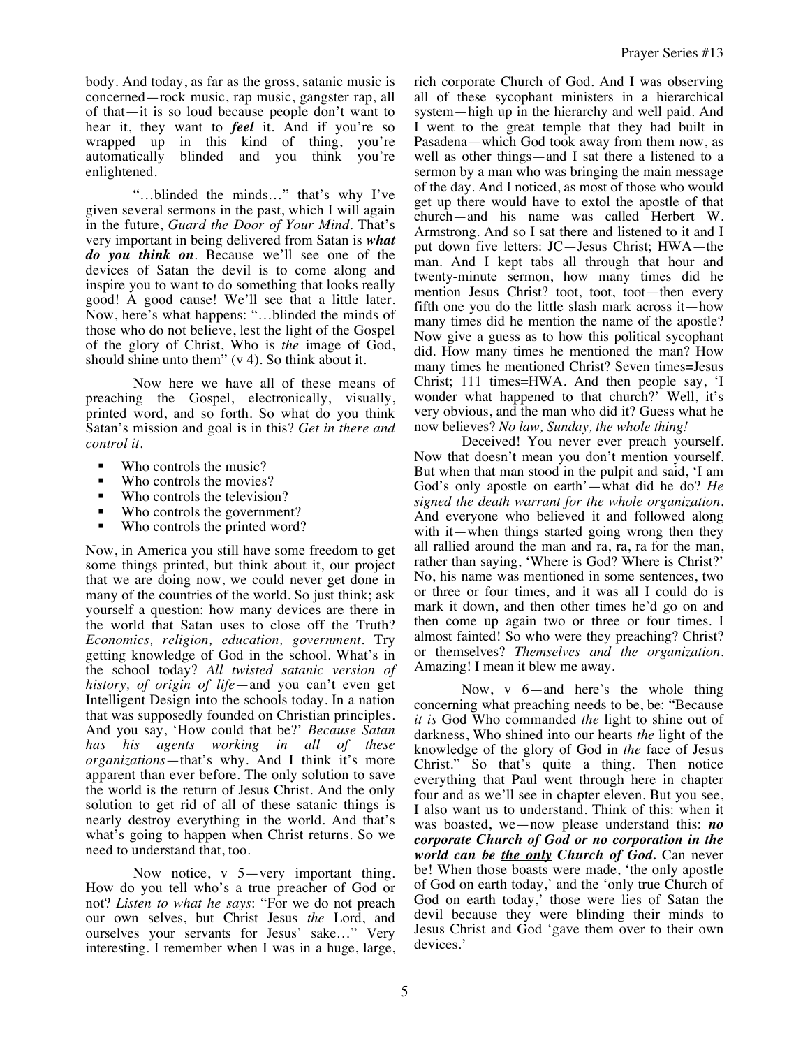body. And today, as far as the gross, satanic music is concerned—rock music, rap music, gangster rap, all of that—it is so loud because people don't want to hear it, they want to ***feel*** it. And if you're so wrapped up in this kind of thing, you're automatically blinded and you think you're enlightened.

"…blinded the minds…" that's why I've given several sermons in the past, which I will again in the future, *Guard the Door of Your Mind.* That's very important in being delivered from Satan is ***what do you think on***. Because we'll see one of the devices of Satan the devil is to come along and inspire you to want to do something that looks really good! A good cause! We'll see that a little later. Now, here's what happens: "…blinded the minds of those who do not believe, lest the light of the Gospel of the glory of Christ, Who is *the* image of God, should shine unto them" (v 4). So think about it.

Now here we have all of these means of preaching the Gospel, electronically, visually, printed word, and so forth. So what do you think Satan's mission and goal is in this? *Get in there and control it.*

- Who controls the music?
- Who controls the movies?
- Who controls the television?
- Who controls the government?
- Who controls the printed word?

Now, in America you still have some freedom to get some things printed, but think about it, our project that we are doing now, we could never get done in many of the countries of the world. So just think; ask yourself a question: how many devices are there in the world that Satan uses to close off the Truth? *Economics, religion, education, government.* Try getting knowledge of God in the school. What's in the school today? *All twisted satanic version of history, of origin of life*—and you can't even get Intelligent Design into the schools today. In a nation that was supposedly founded on Christian principles. And you say, 'How could that be?' *Because Satan has his agents working in all of these organizations*—that's why. And I think it's more apparent than ever before. The only solution to save the world is the return of Jesus Christ. And the only solution to get rid of all of these satanic things is nearly destroy everything in the world. And that's what's going to happen when Christ returns. So we need to understand that, too.

Now notice, v 5—very important thing. How do you tell who's a true preacher of God or not? *Listen to what he says*: "For we do not preach our own selves, but Christ Jesus *the* Lord, and ourselves your servants for Jesus' sake…" Very interesting. I remember when I was in a huge, large, rich corporate Church of God. And I was observing all of these sycophant ministers in a hierarchical system—high up in the hierarchy and well paid. And I went to the great temple that they had built in Pasadena—which God took away from them now, as well as other things—and I sat there a listened to a sermon by a man who was bringing the main message of the day. And I noticed, as most of those who would get up there would have to extol the apostle of that church—and his name was called Herbert W. Armstrong. And so I sat there and listened to it and I put down five letters: JC—Jesus Christ; HWA—the man. And I kept tabs all through that hour and twenty-minute sermon, how many times did he mention Jesus Christ? toot, toot, toot—then every fifth one you do the little slash mark across it—how many times did he mention the name of the apostle? Now give a guess as to how this political sycophant did. How many times he mentioned the man? How many times he mentioned Christ? Seven times=Jesus Christ; 111 times=HWA. And then people say, 'I wonder what happened to that church?' Well, it's very obvious, and the man who did it? Guess what he now believes? *No law, Sunday, the whole thing!*

Deceived! You never ever preach yourself. Now that doesn't mean you don't mention yourself. But when that man stood in the pulpit and said, 'I am God's only apostle on earth'—what did he do? *He signed the death warrant for the whole organization.* And everyone who believed it and followed along with it—when things started going wrong then they all rallied around the man and ra, ra, ra for the man, rather than saying, 'Where is God? Where is Christ?' No, his name was mentioned in some sentences, two or three or four times, and it was all I could do is mark it down, and then other times he'd go on and then come up again two or three or four times. I almost fainted! So who were they preaching? Christ? or themselves? *Themselves and the organization.* Amazing! I mean it blew me away.

Now, v 6—and here's the whole thing concerning what preaching needs to be, be: "Because *it is* God Who commanded *the* light to shine out of darkness, Who shined into our hearts *the* light of the knowledge of the glory of God in *the* face of Jesus Christ." So that's quite a thing. Then notice everything that Paul went through here in chapter four and as we'll see in chapter eleven. But you see, I also want us to understand. Think of this: when it was boasted, we—now please understand this: ***no corporate Church of God or no corporation in the world can be <u>the only</u> Church of God.*** Can never be! When those boasts were made, 'the only apostle of God on earth today,' and the 'only true Church of God on earth today,' those were lies of Satan the devil because they were blinding their minds to Jesus Christ and God 'gave them over to their own devices.'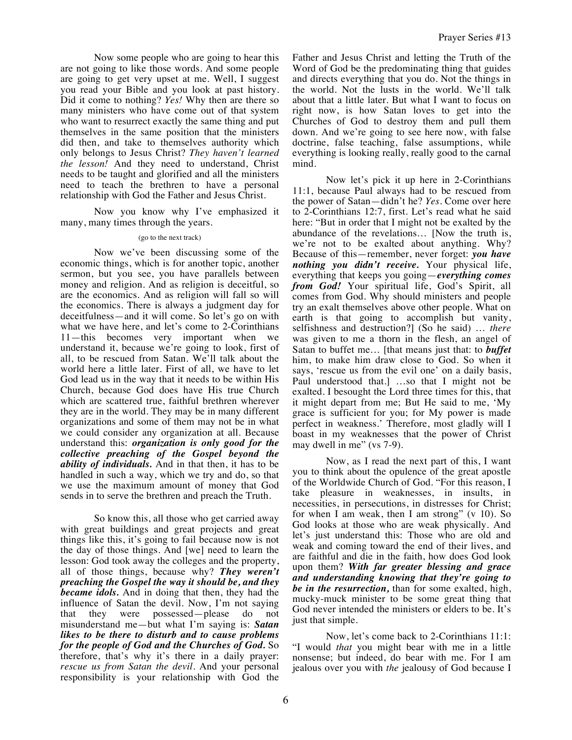Now some people who are going to hear this are not going to like those words. And some people are going to get very upset at me. Well, I suggest you read your Bible and you look at past history. Did it come to nothing? *Yes!* Why then are there so many ministers who have come out of that system who want to resurrect exactly the same thing and put themselves in the same position that the ministers did then, and take to themselves authority which only belongs to Jesus Christ? *They haven't learned the lesson!* And they need to understand, Christ needs to be taught and glorified and all the ministers need to teach the brethren to have a personal relationship with God the Father and Jesus Christ.

Now you know why I've emphasized it many, many times through the years.

(go to the next track)

Now we've been discussing some of the economic things, which is for another topic, another sermon, but you see, you have parallels between money and religion. And as religion is deceitful, so are the economics. And as religion will fall so will the economics. There is always a judgment day for deceitfulness—and it will come. So let's go on with what we have here, and let's come to 2-Corinthians 11—this becomes very important when we understand it, because we're going to look, first of all, to be rescued from Satan. We'll talk about the world here a little later. First of all, we have to let God lead us in the way that it needs to be within His Church, because God does have His true Church which are scattered true, faithful brethren wherever they are in the world. They may be in many different organizations and some of them may not be in what we could consider any organization at all. Because understand this: ***organization is only good for the collective preaching of the Gospel beyond the ability of individuals.*** And in that then, it has to be handled in such a way, which we try and do, so that we use the maximum amount of money that God sends in to serve the brethren and preach the Truth.

So know this, all those who get carried away with great buildings and great projects and great things like this, it's going to fail because now is not the day of those things. And [we] need to learn the lesson: God took away the colleges and the property, all of those things, because why? ***They weren't preaching the Gospel the way it should be, and they became idols.*** And in doing that then, they had the influence of Satan the devil. Now, I'm not saying that they were possessed—please do not misunderstand me—but what I'm saying is: ***Satan likes to be there to disturb and to cause problems for the people of God and the Churches of God.*** So therefore, that's why it's there in a daily prayer: *rescue us from Satan the devil*. And your personal responsibility is your relationship with God the Father and Jesus Christ and letting the Truth of the Word of God be the predominating thing that guides and directs everything that you do. Not the things in the world. Not the lusts in the world. We'll talk about that a little later. But what I want to focus on right now, is how Satan loves to get into the Churches of God to destroy them and pull them down. And we're going to see here now, with false doctrine, false teaching, false assumptions, while everything is looking really, really good to the carnal mind.

Now let's pick it up here in 2-Corinthians 11:1, because Paul always had to be rescued from the power of Satan—didn't he? *Yes*. Come over here to 2-Corinthians 12:7, first. Let's read what he said here: "But in order that I might not be exalted by the abundance of the revelations… [Now the truth is, we're not to be exalted about anything. Why? Because of this—remember, never forget: ***you have nothing you didn't receive.*** Your physical life, everything that keeps you going—***everything comes from God!*** Your spiritual life, God's Spirit, all comes from God. Why should ministers and people try an exalt themselves above other people. What on earth is that going to accomplish but vanity, selfishness and destruction?] (So he said) … *there* was given to me a thorn in the flesh, an angel of Satan to buffet me… [that means just that: to ***buffet*** him, to make him draw close to God. So when it says, 'rescue us from the evil one' on a daily basis, Paul understood that.] …so that I might not be exalted. I besought the Lord three times for this, that it might depart from me; But He said to me, 'My grace is sufficient for you; for My power is made perfect in weakness.' Therefore, most gladly will I boast in my weaknesses that the power of Christ may dwell in me" (vs 7-9).

Now, as I read the next part of this, I want you to think about the opulence of the great apostle of the Worldwide Church of God. "For this reason, I take pleasure in weaknesses, in insults, in necessities, in persecutions, in distresses for Christ; for when I am weak, then I am strong" (v 10). So God looks at those who are weak physically. And let's just understand this: Those who are old and weak and coming toward the end of their lives, and are faithful and die in the faith, how does God look upon them? ***With far greater blessing and grace and understanding knowing that they're going to be in the resurrection,*** than for some exalted, high, mucky-muck minister to be some great thing that God never intended the ministers or elders to be. It's just that simple.

Now, let's come back to 2-Corinthians 11:1: "I would *that* you might bear with me in a little nonsense; but indeed, do bear with me. For I am jealous over you with *the* jealousy of God because I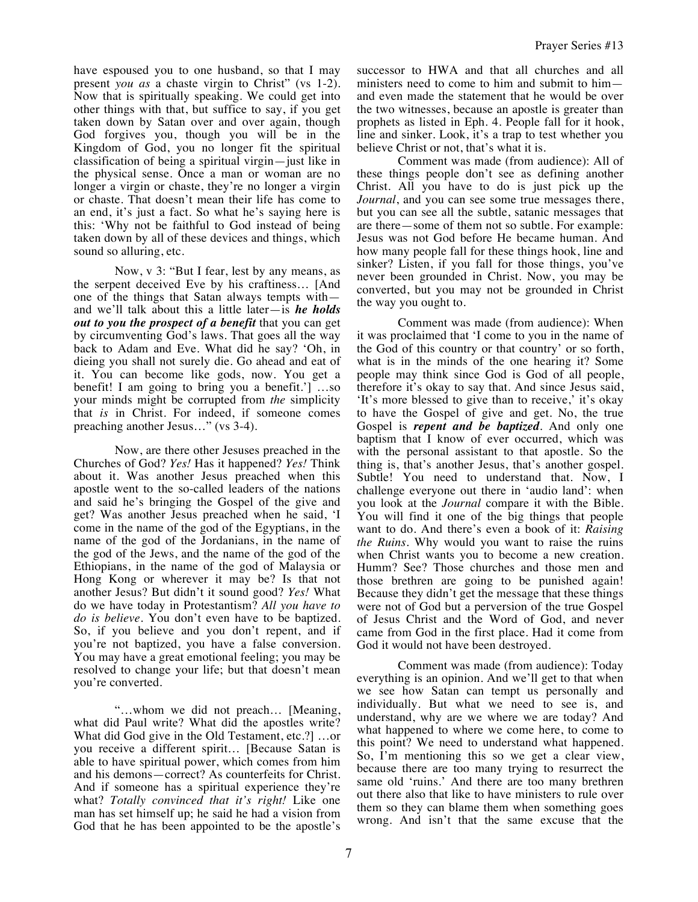have espoused you to one husband, so that I may present *you as* a chaste virgin to Christ" (vs 1-2). Now that is spiritually speaking. We could get into other things with that, but suffice to say, if you get taken down by Satan over and over again, though God forgives you, though you will be in the Kingdom of God, you no longer fit the spiritual classification of being a spiritual virgin—just like in the physical sense. Once a man or woman are no longer a virgin or chaste, they're no longer a virgin or chaste. That doesn't mean their life has come to an end, it's just a fact. So what he's saying here is this: 'Why not be faithful to God instead of being taken down by all of these devices and things, which sound so alluring, etc.

Now, v 3: "But I fear, lest by any means, as the serpent deceived Eve by his craftiness… [And one of the things that Satan always tempts with—and we'll talk about this a little later—is ***he holds out to you the prospect of a benefit*** that you can get by circumventing God's laws. That goes all the way back to Adam and Eve. What did he say? 'Oh, in dieing you shall not surely die. Go ahead and eat of it. You can become like gods, now. You get a benefit! I am going to bring you a benefit.'] …so your minds might be corrupted from *the* simplicity that *is* in Christ. For indeed, if someone comes preaching another Jesus…" (vs 3-4).

Now, are there other Jesuses preached in the Churches of God? *Yes!* Has it happened? *Yes!* Think about it. Was another Jesus preached when this apostle went to the so-called leaders of the nations and said he's bringing the Gospel of the give and get? Was another Jesus preached when he said, 'I come in the name of the god of the Egyptians, in the name of the god of the Jordanians, in the name of the god of the Jews, and the name of the god of the Ethiopians, in the name of the god of Malaysia or Hong Kong or wherever it may be? Is that not another Jesus? But didn't it sound good? *Yes!* What do we have today in Protestantism? *All you have to do is believe*. You don't even have to be baptized. So, if you believe and you don't repent, and if you're not baptized, you have a false conversion. You may have a great emotional feeling; you may be resolved to change your life; but that doesn't mean you're converted.

"…whom we did not preach… [Meaning, what did Paul write? What did the apostles write? What did God give in the Old Testament, etc.?] …or you receive a different spirit… [Because Satan is able to have spiritual power, which comes from him and his demons—correct? As counterfeits for Christ. And if someone has a spiritual experience they're what? *Totally convinced that it's right!* Like one man has set himself up; he said he had a vision from God that he has been appointed to be the apostle's successor to HWA and that all churches and all ministers need to come to him and submit to him—and even made the statement that he would be over the two witnesses, because an apostle is greater than prophets as listed in Eph. 4. People fall for it hook, line and sinker. Look, it's a trap to test whether you believe Christ or not, that's what it is.

Comment was made (from audience): All of these things people don't see as defining another Christ. All you have to do is just pick up the *Journal*, and you can see some true messages there, but you can see all the subtle, satanic messages that are there—some of them not so subtle. For example: Jesus was not God before He became human. And how many people fall for these things hook, line and sinker. Listen, if you fall for those things, you've never been grounded in Christ. Now, you may be converted, but you may not be grounded in Christ the way you ought to.

Comment was made (from audience): When it was proclaimed that 'I come to you in the name of the God of this country or that country' or so forth, what is in the minds of the one hearing it? Some people may think since God is God of all people, therefore it's okay to say that. And since Jesus said, 'It's more blessed to give than to receive,' it's okay to have the Gospel of give and get. No, the true Gospel is ***repent and be baptized***. And only one baptism that I know of ever occurred, which was with the personal assistant to that apostle. So the thing is, that's another Jesus, that's another gospel. Subtle! You need to understand that. Now, I challenge everyone out there in 'audio land': when you look at the *Journal* compare it with the Bible. You will find it one of the big things that people want to do. And there's even a book of it: *Raising the Ruins*. Why would you want to raise the ruins when Christ wants you to become a new creation. Humm? See? Those churches and those men and those brethren are going to be punished again! Because they didn't get the message that these things were not of God but a perversion of the true Gospel of Jesus Christ and the Word of God, and never came from God in the first place. Had it come from God it would not have been destroyed.

Comment was made (from audience): Today everything is an opinion. And we'll get to that when we see how Satan can tempt us personally and individually. But what we need to see is, and understand, why are we where we are today? And what happened to where we come here, to come to this point? We need to understand what happened. So, I'm mentioning this so we get a clear view, because there are too many trying to resurrect the same old 'ruins.' And there are too many brethren out there also that like to have ministers to rule over them so they can blame them when something goes wrong. And isn't that the same excuse that the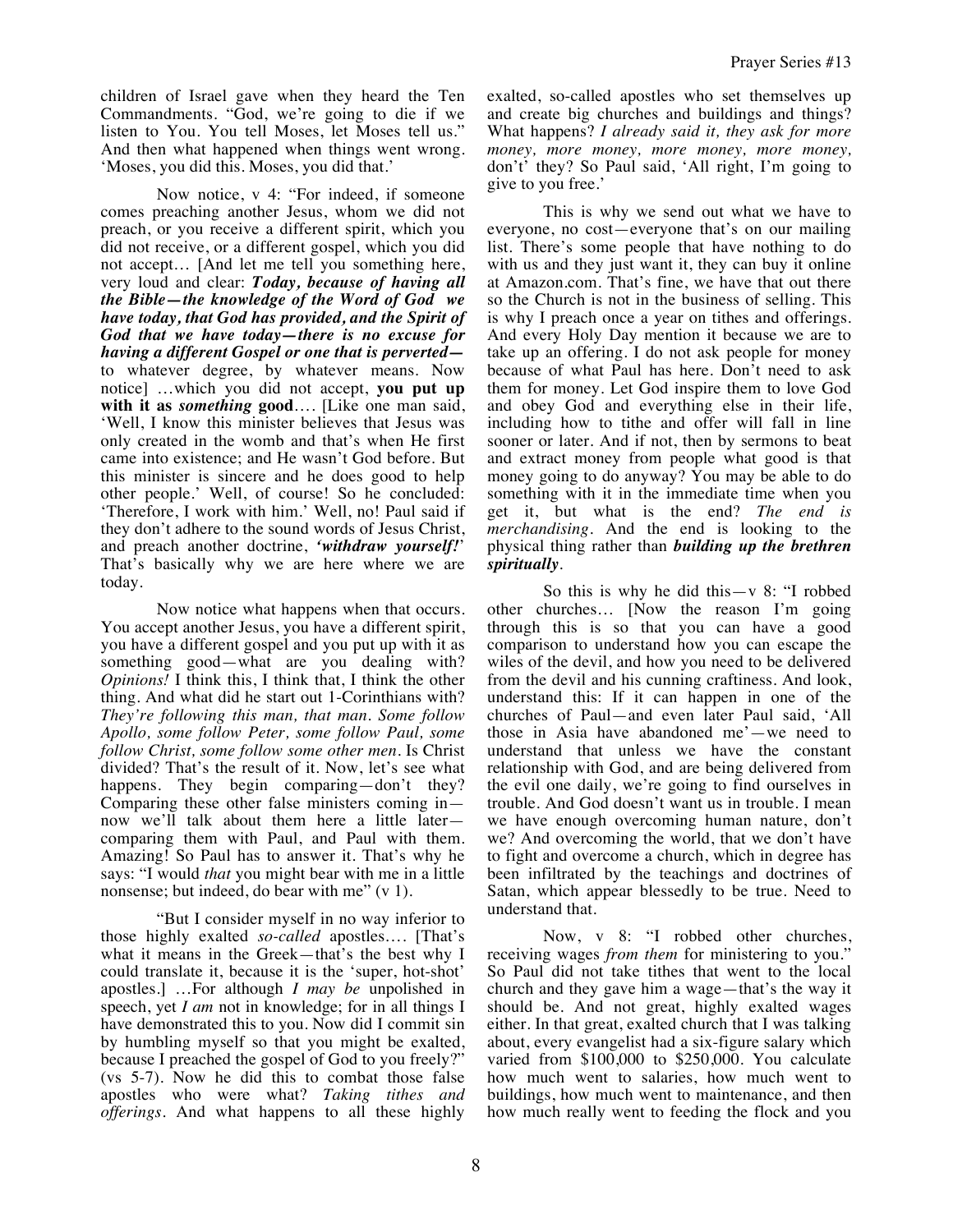children of Israel gave when they heard the Ten Commandments. "God, we're going to die if we listen to You. You tell Moses, let Moses tell us." And then what happened when things went wrong. 'Moses, you did this. Moses, you did that.'

Now notice, v 4: "For indeed, if someone comes preaching another Jesus, whom we did not preach, or you receive a different spirit, which you did not receive, or a different gospel, which you did not accept… [And let me tell you something here, very loud and clear: ***Today, because of having all the Bible—the knowledge of the Word of God we have today, that God has provided, and the Spirit of God that we have today—there is no excuse for having a different Gospel or one that is perverted—*** to whatever degree, by whatever means. Now notice] …which you did not accept, **you put up with it as *something* good**…. [Like one man said, 'Well, I know this minister believes that Jesus was only created in the womb and that's when He first came into existence; and He wasn't God before. But this minister is sincere and he does good to help other people.' Well, of course! So he concluded: 'Therefore, I work with him.' Well, no! Paul said if they don't adhere to the sound words of Jesus Christ, and preach another doctrine, ***'withdraw yourself!'*** That's basically why we are here where we are today.

Now notice what happens when that occurs. You accept another Jesus, you have a different spirit, you have a different gospel and you put up with it as something good—what are you dealing with? *Opinions!* I think this, I think that, I think the other thing. And what did he start out 1-Corinthians with? *They're following this man, that man. Some follow Apollo, some follow Peter, some follow Paul, some follow Christ, some follow some other men.* Is Christ divided? That's the result of it. Now, let's see what happens. They begin comparing—don't they? Comparing these other false ministers coming in—now we'll talk about them here a little later—comparing them with Paul, and Paul with them. Amazing! So Paul has to answer it. That's why he says: "I would *that* you might bear with me in a little nonsense; but indeed, do bear with me" (v 1).

"But I consider myself in no way inferior to those highly exalted *so-called* apostles…. [That's what it means in the Greek—that's the best why I could translate it, because it is the 'super, hot-shot' apostles.] …For although *I may be* unpolished in speech, yet *I am* not in knowledge; for in all things I have demonstrated this to you. Now did I commit sin by humbling myself so that you might be exalted, because I preached the gospel of God to you freely?" (vs 5-7). Now he did this to combat those false apostles who were what? *Taking tithes and offerings*. And what happens to all these highly exalted, so-called apostles who set themselves up and create big churches and buildings and things? What happens? *I already said it, they ask for more money, more money, more money, more money,* don't' they? So Paul said, 'All right, I'm going to give to you free.'

This is why we send out what we have to everyone, no cost—everyone that's on our mailing list. There's some people that have nothing to do with us and they just want it, they can buy it online at Amazon.com. That's fine, we have that out there so the Church is not in the business of selling. This is why I preach once a year on tithes and offerings. And every Holy Day mention it because we are to take up an offering. I do not ask people for money because of what Paul has here. Don't need to ask them for money. Let God inspire them to love God and obey God and everything else in their life, including how to tithe and offer will fall in line sooner or later. And if not, then by sermons to beat and extract money from people what good is that money going to do anyway? You may be able to do something with it in the immediate time when you get it, but what is the end? *The end is merchandising*. And the end is looking to the physical thing rather than ***building up the brethren spiritually***.

So this is why he did this—v 8: "I robbed other churches… [Now the reason I'm going through this is so that you can have a good comparison to understand how you can escape the wiles of the devil, and how you need to be delivered from the devil and his cunning craftiness. And look, understand this: If it can happen in one of the churches of Paul—and even later Paul said, 'All those in Asia have abandoned me'—we need to understand that unless we have the constant relationship with God, and are being delivered from the evil one daily, we're going to find ourselves in trouble. And God doesn't want us in trouble. I mean we have enough overcoming human nature, don't we? And overcoming the world, that we don't have to fight and overcome a church, which in degree has been infiltrated by the teachings and doctrines of Satan, which appear blessedly to be true. Need to understand that.

Now, v 8: "I robbed other churches, receiving wages *from them* for ministering to you." So Paul did not take tithes that went to the local church and they gave him a wage—that's the way it should be. And not great, highly exalted wages either. In that great, exalted church that I was talking about, every evangelist had a six-figure salary which varied from $100,000 to $250,000. You calculate how much went to salaries, how much went to buildings, how much went to maintenance, and then how much really went to feeding the flock and you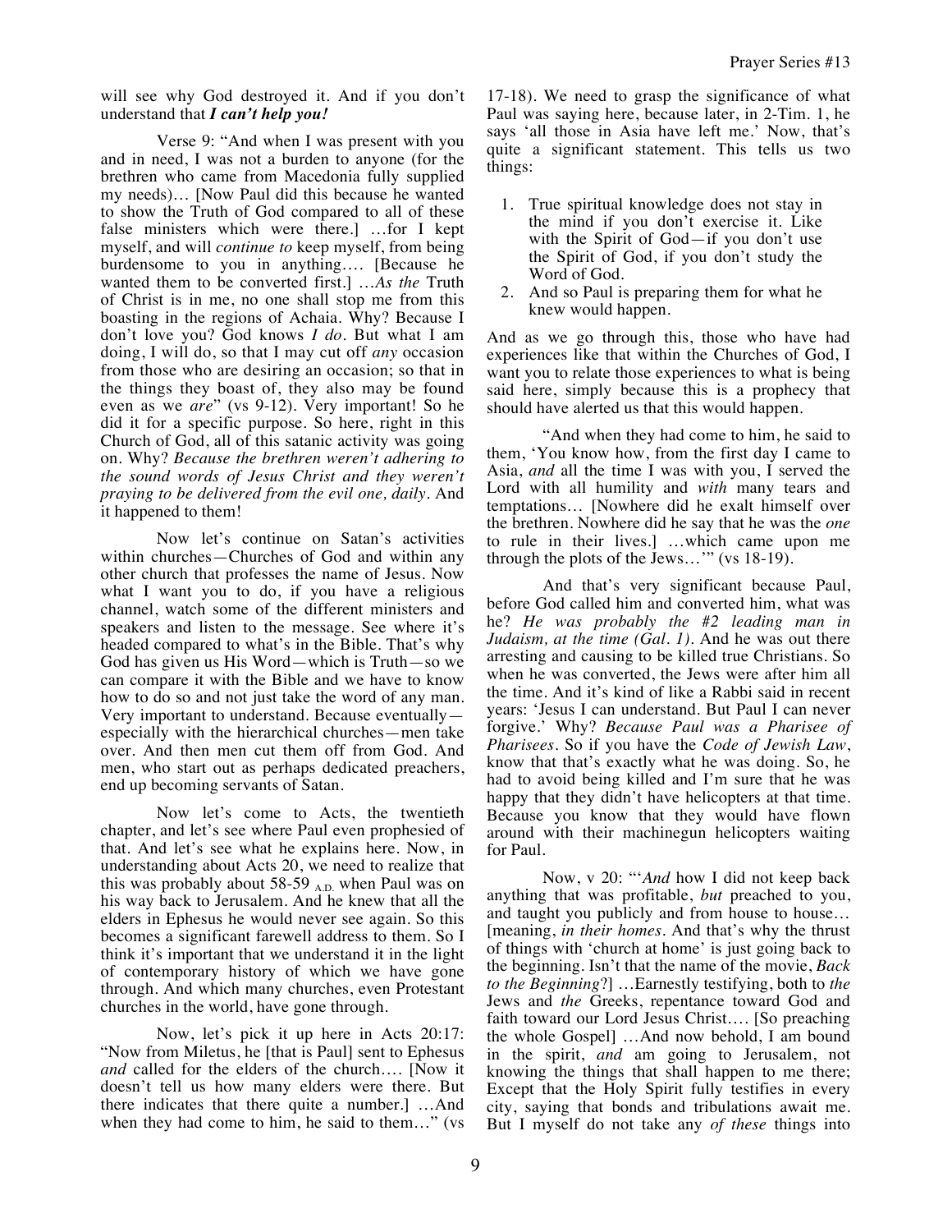will see why God destroyed it. And if you don't understand that ***I can't help you!***

Verse 9: "And when I was present with you and in need, I was not a burden to anyone (for the brethren who came from Macedonia fully supplied my needs)… [Now Paul did this because he wanted to show the Truth of God compared to all of these false ministers which were there.] …for I kept myself, and will *continue to* keep myself, from being burdensome to you in anything…. [Because he wanted them to be converted first.] …*As the* Truth of Christ is in me, no one shall stop me from this boasting in the regions of Achaia. Why? Because I don't love you? God knows *I do*. But what I am doing, I will do, so that I may cut off *any* occasion from those who are desiring an occasion; so that in the things they boast of, they also may be found even as we *are*" (vs 9-12). Very important! So he did it for a specific purpose. So here, right in this Church of God, all of this satanic activity was going on. Why? *Because the brethren weren't adhering to the sound words of Jesus Christ and they weren't praying to be delivered from the evil one, daily*. And it happened to them!

Now let's continue on Satan's activities within churches—Churches of God and within any other church that professes the name of Jesus. Now what I want you to do, if you have a religious channel, watch some of the different ministers and speakers and listen to the message. See where it's headed compared to what's in the Bible. That's why God has given us His Word—which is Truth—so we can compare it with the Bible and we have to know how to do so and not just take the word of any man. Very important to understand. Because eventually—especially with the hierarchical churches—men take over. And then men cut them off from God. And men, who start out as perhaps dedicated preachers, end up becoming servants of Satan.

Now let's come to Acts, the twentieth chapter, and let's see where Paul even prophesied of that. And let's see what he explains here. Now, in understanding about Acts 20, we need to realize that this was probably about 58-59 $_{A.D.}$ when Paul was on his way back to Jerusalem. And he knew that all the elders in Ephesus he would never see again. So this becomes a significant farewell address to them. So I think it's important that we understand it in the light of contemporary history of which we have gone through. And which many churches, even Protestant churches in the world, have gone through.

Now, let's pick it up here in Acts 20:17: "Now from Miletus, he [that is Paul] sent to Ephesus *and* called for the elders of the church…. [Now it doesn't tell us how many elders were there. But there indicates that there quite a number.] …And when they had come to him, he said to them…" (vs 17-18). We need to grasp the significance of what Paul was saying here, because later, in 2-Tim. 1, he says 'all those in Asia have left me.' Now, that's quite a significant statement. This tells us two things:

1. True spiritual knowledge does not stay in the mind if you don't exercise it. Like with the Spirit of God—if you don't use the Spirit of God, if you don't study the Word of God.
2. And so Paul is preparing them for what he knew would happen.

And as we go through this, those who have had experiences like that within the Churches of God, I want you to relate those experiences to what is being said here, simply because this is a prophecy that should have alerted us that this would happen.

"And when they had come to him, he said to them, 'You know how, from the first day I came to Asia, *and* all the time I was with you, I served the Lord with all humility and *with* many tears and temptations… [Nowhere did he exalt himself over the brethren. Nowhere did he say that he was the *one* to rule in their lives.] …which came upon me through the plots of the Jews…'" (vs 18-19).

And that's very significant because Paul, before God called him and converted him, what was he? *He was probably the #2 leading man in Judaism, at the time (Gal. 1)*. And he was out there arresting and causing to be killed true Christians. So when he was converted, the Jews were after him all the time. And it's kind of like a Rabbi said in recent years: 'Jesus I can understand. But Paul I can never forgive.' Why? *Because Paul was a Pharisee of Pharisees*. So if you have the *Code of Jewish Law*, know that that's exactly what he was doing. So, he had to avoid being killed and I'm sure that he was happy that they didn't have helicopters at that time. Because you know that they would have flown around with their machinegun helicopters waiting for Paul.

Now, v 20: "'*And* how I did not keep back anything that was profitable, *but* preached to you, and taught you publicly and from house to house… [meaning, *in their homes*. And that's why the thrust of things with 'church at home' is just going back to the beginning. Isn't that the name of the movie, *Back to the Beginning*?] …Earnestly testifying, both to *the* Jews and *the* Greeks, repentance toward God and faith toward our Lord Jesus Christ…. [So preaching the whole Gospel] …And now behold, I am bound in the spirit, *and* am going to Jerusalem, not knowing the things that shall happen to me there; Except that the Holy Spirit fully testifies in every city, saying that bonds and tribulations await me. But I myself do not take any *of these* things into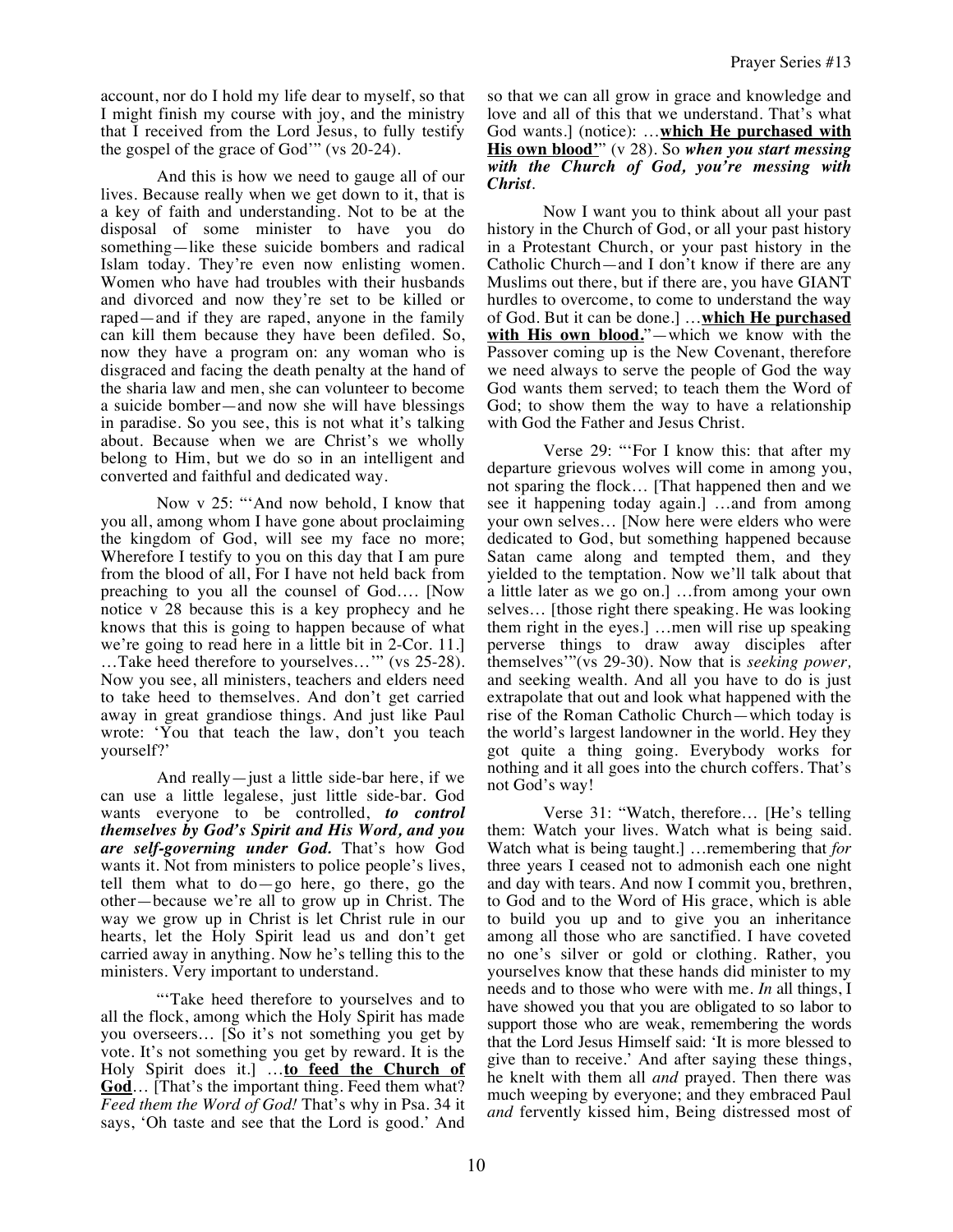account, nor do I hold my life dear to myself, so that I might finish my course with joy, and the ministry that I received from the Lord Jesus, to fully testify the gospel of the grace of God'" (vs 20-24).

And this is how we need to gauge all of our lives. Because really when we get down to it, that is a key of faith and understanding. Not to be at the disposal of some minister to have you do something—like these suicide bombers and radical Islam today. They're even now enlisting women. Women who have had troubles with their husbands and divorced and now they're set to be killed or raped—and if they are raped, anyone in the family can kill them because they have been defiled. So, now they have a program on: any woman who is disgraced and facing the death penalty at the hand of the sharia law and men, she can volunteer to become a suicide bomber—and now she will have blessings in paradise. So you see, this is not what it's talking about. Because when we are Christ's we wholly belong to Him, but we do so in an intelligent and converted and faithful and dedicated way.

Now v 25: "'And now behold, I know that you all, among whom I have gone about proclaiming the kingdom of God, will see my face no more; Wherefore I testify to you on this day that I am pure from the blood of all, For I have not held back from preaching to you all the counsel of God…. [Now notice v 28 because this is a key prophecy and he knows that this is going to happen because of what we're going to read here in a little bit in 2-Cor. 11.] …Take heed therefore to yourselves…'" (vs 25-28). Now you see, all ministers, teachers and elders need to take heed to themselves. And don't get carried away in great grandiose things. And just like Paul wrote: 'You that teach the law, don't you teach yourself?'

And really—just a little side-bar here, if we can use a little legalese, just little side-bar. God wants everyone to be controlled, ***to control themselves by God's Spirit and His Word, and you are self-governing under God.*** That's how God wants it. Not from ministers to police people's lives, tell them what to do—go here, go there, go the other—because we're all to grow up in Christ. The way we grow up in Christ is let Christ rule in our hearts, let the Holy Spirit lead us and don't get carried away in anything. Now he's telling this to the ministers. Very important to understand.

"'Take heed therefore to yourselves and to all the flock, among which the Holy Spirit has made you overseers… [So it's not something you get by vote. It's not something you get by reward. It is the Holy Spirit does it.] …**<u>to feed the Church of God</u>**… [That's the important thing. Feed them what? *Feed them the Word of God!* That's why in Psa. 34 it says, 'Oh taste and see that the Lord is good.' And so that we can all grow in grace and knowledge and love and all of this that we understand. That's what God wants.] (notice): …**<u>which He purchased with His own blood</u>'**" (v 28). So ***when you start messing with the Church of God, you're messing with Christ***.

Now I want you to think about all your past history in the Church of God, or all your past history in a Protestant Church, or your past history in the Catholic Church—and I don't know if there are any Muslims out there, but if there are, you have GIANT hurdles to overcome, to come to understand the way of God. But it can be done.] …**<u>which He purchased with His own blood.</u>**"—which we know with the Passover coming up is the New Covenant, therefore we need always to serve the people of God the way God wants them served; to teach them the Word of God; to show them the way to have a relationship with God the Father and Jesus Christ.

Verse 29: "'For I know this: that after my departure grievous wolves will come in among you, not sparing the flock… [That happened then and we see it happening today again.] …and from among your own selves… [Now here were elders who were dedicated to God, but something happened because Satan came along and tempted them, and they yielded to the temptation. Now we'll talk about that a little later as we go on.] …from among your own selves… [those right there speaking. He was looking them right in the eyes.] …men will rise up speaking perverse things to draw away disciples after themselves'"(vs 29-30). Now that is *seeking power,* and seeking wealth. And all you have to do is just extrapolate that out and look what happened with the rise of the Roman Catholic Church—which today is the world's largest landowner in the world. Hey they got quite a thing going. Everybody works for nothing and it all goes into the church coffers. That's not God's way!

Verse 31: "Watch, therefore… [He's telling them: Watch your lives. Watch what is being said. Watch what is being taught.] …remembering that *for* three years I ceased not to admonish each one night and day with tears. And now I commit you, brethren, to God and to the Word of His grace, which is able to build you up and to give you an inheritance among all those who are sanctified. I have coveted no one's silver or gold or clothing. Rather, you yourselves know that these hands did minister to my needs and to those who were with me. *In* all things, I have showed you that you are obligated to so labor to support those who are weak, remembering the words that the Lord Jesus Himself said: 'It is more blessed to give than to receive.' And after saying these things, he knelt with them all *and* prayed. Then there was much weeping by everyone; and they embraced Paul *and* fervently kissed him, Being distressed most of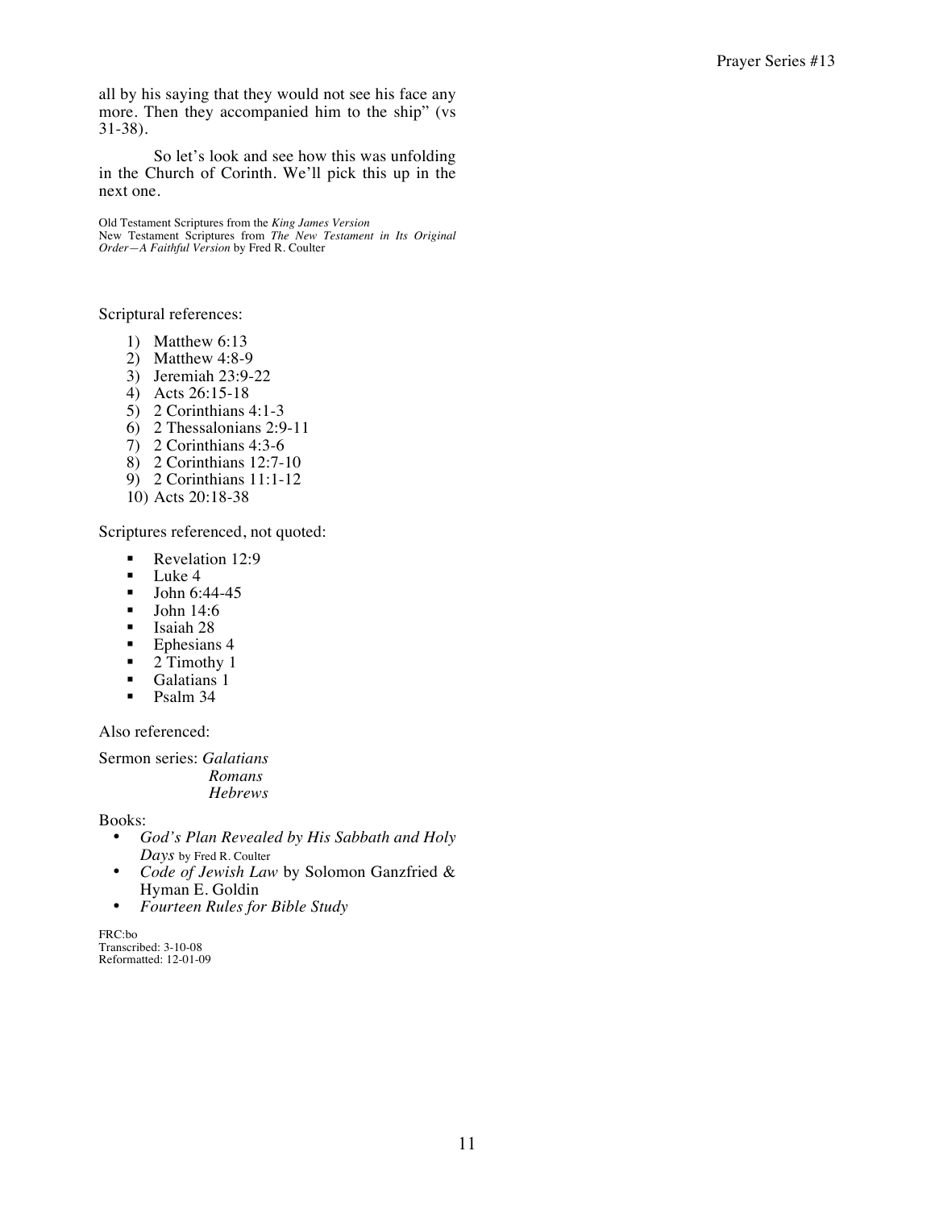all by his saying that they would not see his face any more. Then they accompanied him to the ship" (vs 31-38).

So let's look and see how this was unfolding in the Church of Corinth. We'll pick this up in the next one.

Old Testament Scriptures from the *King James Version*
New Testament Scriptures from *The New Testament in Its Original Order—A Faithful Version* by Fred R. Coulter

Scriptural references:

1) Matthew 6:13
2) Matthew 4:8-9
3) Jeremiah 23:9-22
4) Acts 26:15-18
5) 2 Corinthians 4:1-3
6) 2 Thessalonians 2:9-11
7) 2 Corinthians 4:3-6
8) 2 Corinthians 12:7-10
9) 2 Corinthians 11:1-12
10) Acts 20:18-38

Scriptures referenced, not quoted:

- Revelation 12:9
- Luke 4
- John 6:44-45
- John 14:6
- Isaiah 28
- Ephesians 4
- 2 Timothy 1
- Galatians 1
- Psalm 34

Also referenced:

Sermon series: *Galatians*
*Romans*
*Hebrews*

Books:

- *God's Plan Revealed by His Sabbath and Holy Days* by Fred R. Coulter
- *Code of Jewish Law* by Solomon Ganzfried & Hyman E. Goldin
- *Fourteen Rules for Bible Study*

FRC:bo
Transcribed: 3-10-08
Reformatted: 12-01-09